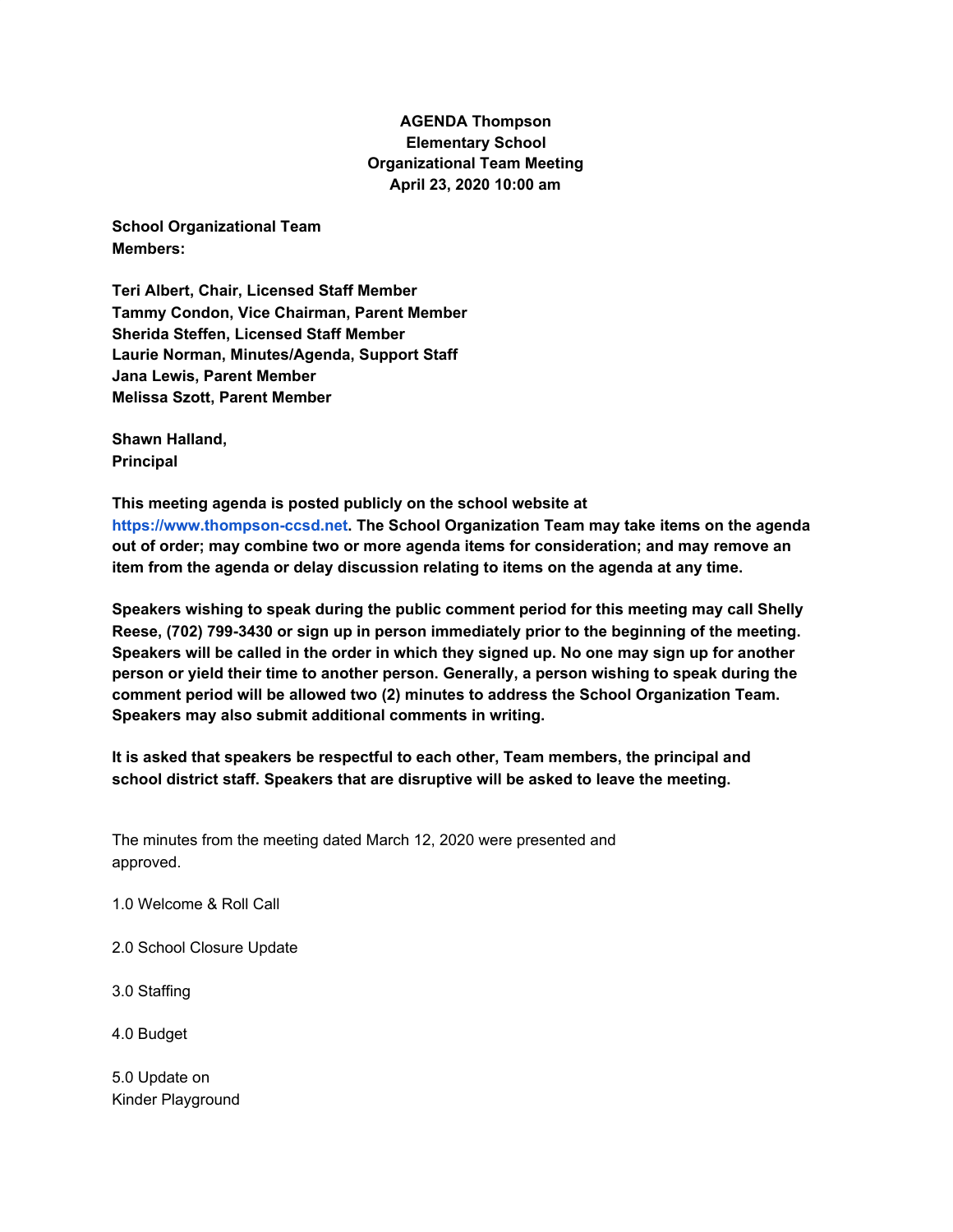**AGENDA Thompson Elementary School Organizational Team Meeting April 23, 2020 10:00 am**

**School Organizational Team Members:**

**Teri Albert, Chair, Licensed Staff Member**
**Tammy Condon, Vice Chairman, Parent Member**
**Sherida Steffen, Licensed Staff Member**
**Laurie Norman, Minutes/Agenda, Support Staff**
**Jana Lewis, Parent Member**
**Melissa Szott, Parent Member**

**Shawn Halland, Principal**

**This meeting agenda is posted publicly on the school website at https://www.thompson-ccsd.net. The School Organization Team may take items on the agenda out of order; may combine two or more agenda items for consideration; and may remove an item from the agenda or delay discussion relating to items on the agenda at any time.**

**Speakers wishing to speak during the public comment period for this meeting may call Shelly Reese, (702) 799-3430 or sign up in person immediately prior to the beginning of the meeting. Speakers will be called in the order in which they signed up. No one may sign up for another person or yield their time to another person. Generally, a person wishing to speak during the comment period will be allowed two (2) minutes to address the School Organization Team. Speakers may also submit additional comments in writing.**

**It is asked that speakers be respectful to each other, Team members, the principal and school district staff. Speakers that are disruptive will be asked to leave the meeting.**

The minutes from the meeting dated March 12, 2020 were presented and approved.

1.0 Welcome & Roll Call

2.0 School Closure Update

3.0 Staffing

4.0 Budget

5.0 Update on Kinder Playground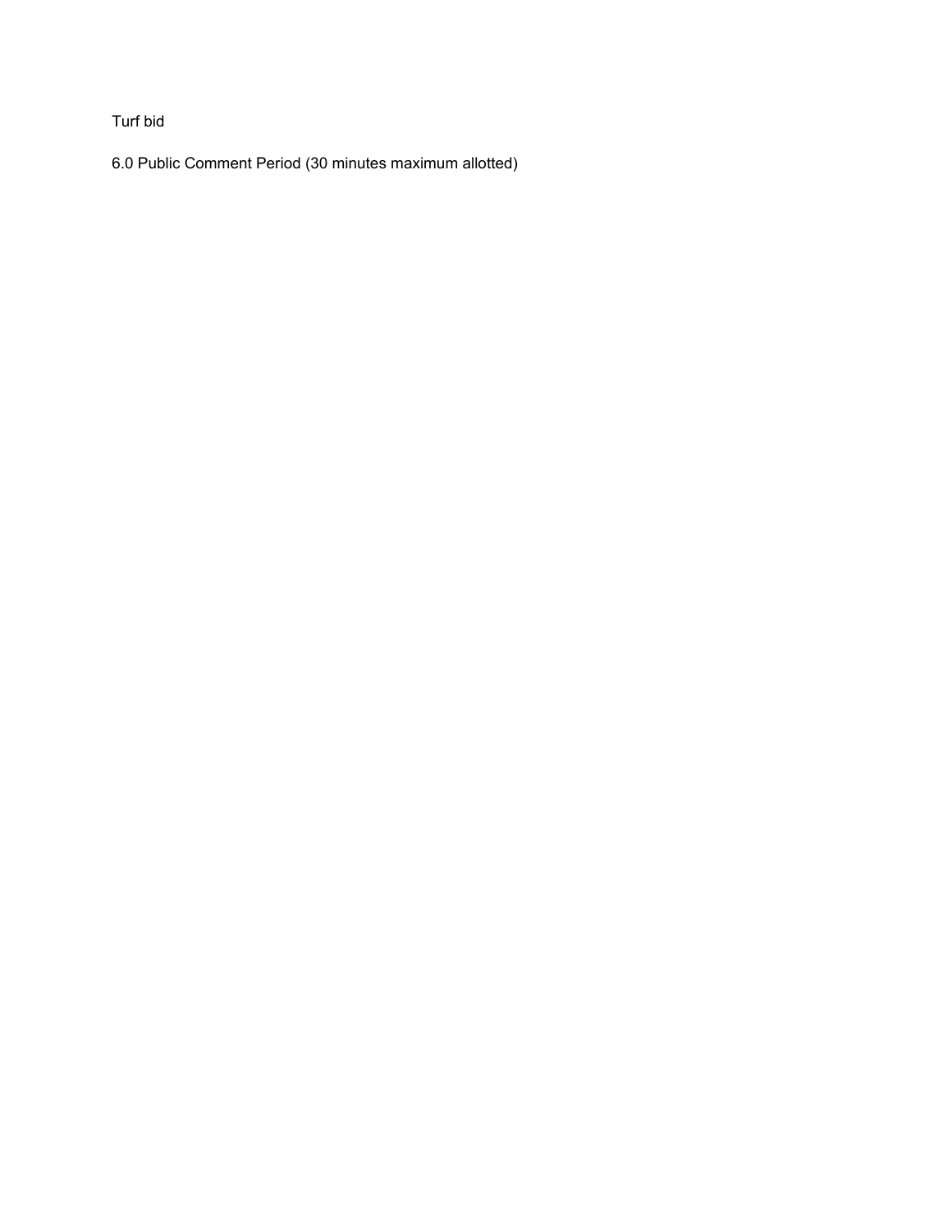Turf bid

6.0 Public Comment Period (30 minutes maximum allotted)